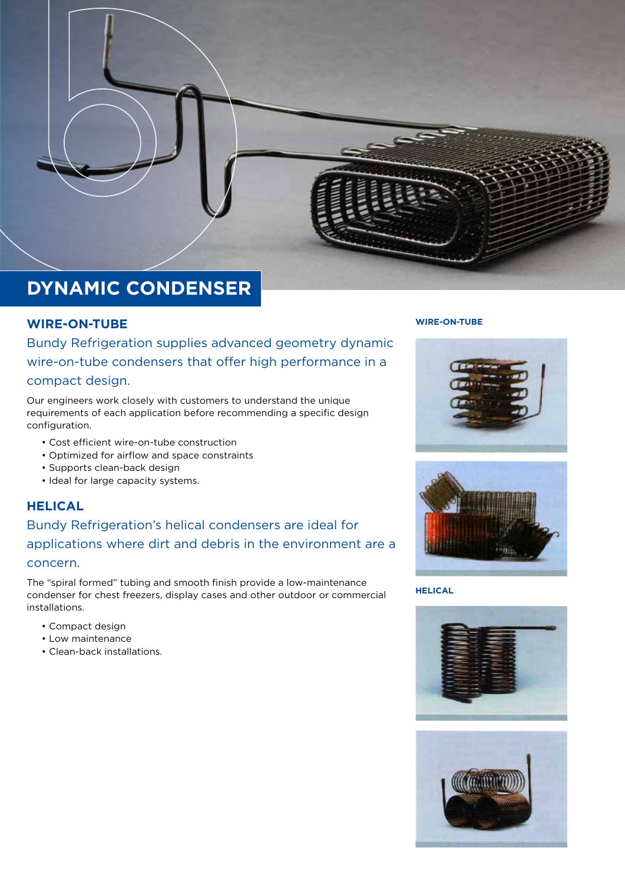# DYNAMIC CONDENSER

## WIRE-ON-TUBE

Bundy Refrigeration supplies advanced geometry dynamic wire-on-tube condensers that offer high performance in a compact design.

Our engineers work closely with customers to understand the unique requirements of each application before recommending a specific design configuration.

- Cost efficient wire-on-tube construction
- Optimized for airflow and space constraints
- Supports clean-back design
- Ideal for large capacity systems.

## HELICAL

Bundy Refrigeration's helical condensers are ideal for applications where dirt and debris in the environment are a concern.

The "spiral formed" tubing and smooth finish provide a low-maintenance condenser for chest freezers, display cases and other outdoor or commercial installations.

- Compact design
- Low maintenance
- Clean-back installations.

**WIRE-ON-TUBE**

**HELICAL**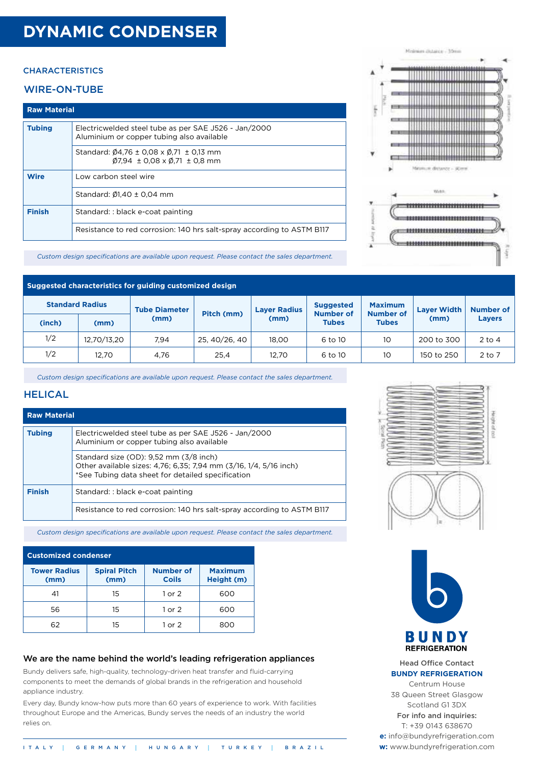# DYNAMIC CONDENSER

## CHARACTERISTICS

### WIRE-ON-TUBE

| Raw Material | |
|---|---|
| **Tubing** | Electricwelded steel tube as per SAE J526 - Jan/2000<br>Aluminium or copper tubing also available |
| | Standard: Ø4,76 ± 0,08 x Ø,71 ± 0,13 mm<br>Ø7,94 ± 0,08 x Ø,71 ± 0,8 mm |
| **Wire** | Low carbon steel wire |
| | Standard: Ø1,40 ± 0,04 mm |
| **Finish** | Standard: : black e-coat painting |
| | Resistance to red corrosion: 140 hrs salt-spray according to ASTM B117 |

*Custom design specifications are available upon request. Please contact the sales department.*

**Suggested characteristics for guiding customized design**

| Standard Radius | | Tube Diameter (mm) | Pitch (mm) | Layer Radius (mm) | Suggested Number of Tubes | Maximum Number of Tubes | Layer Width (mm) | Number of Layers |
|---|---|---|---|---|---|---|---|---|
| (inch) | (mm) | | | | | | | |
| 1/2 | 12,70/13,20 | 7,94 | 25, 40/26, 40 | 18,00 | 6 to 10 | 10 | 200 to 300 | 2 to 4 |
| 1/2 | 12,70 | 4,76 | 25,4 | 12,70 | 6 to 10 | 10 | 150 to 250 | 2 to 7 |

*Custom design specifications are available upon request. Please contact the sales department.*

### HELICAL

| Raw Material | |
|---|---|
| **Tubing** | Electricwelded steel tube as per SAE J526 - Jan/2000<br>Aluminium or copper tubing also available |
| | Standard size (OD): 9,52 mm (3/8 inch)<br>Other available sizes: 4,76; 6,35; 7,94 mm (3/16, 1/4, 5/16 inch)<br>*See Tubing data sheet for detailed specification |
| **Finish** | Standard: : black e-coat painting |
| | Resistance to red corrosion: 140 hrs salt-spray according to ASTM B117 |

*Custom design specifications are available upon request. Please contact the sales department.*

**Customized condenser**

| Tower Radius (mm) | Spiral Pitch (mm) | Number of Coils | Maximum Height (m) |
|---|---|---|---|
| 41 | 15 | 1 or 2 | 600 |
| 56 | 15 | 1 or 2 | 600 |
| 62 | 15 | 1 or 2 | 800 |

### We are the name behind the world's leading refrigeration appliances

Bundy delivers safe, high-quality, technology-driven heat transfer and fluid-carrying components to meet the demands of global brands in the refrigeration and household appliance industry.

Every day, Bundy know-how puts more than 60 years of experience to work. With facilities throughout Europe and the Americas, Bundy serves the needs of an industry the world relies on.

ITALY | GERMANY | HUNGARY | TURKEY | BRAZIL

BUNDY REFRIGERATION

Head Office Contact
**BUNDY REFRIGERATION**
Centrum House
38 Queen Street Glasgow
Scotland G1 3DX
For info and inquiries:
T: +39 0143 638670
**e:** info@bundyrefrigeration.com
**w:** www.bundyrefrigeration.com